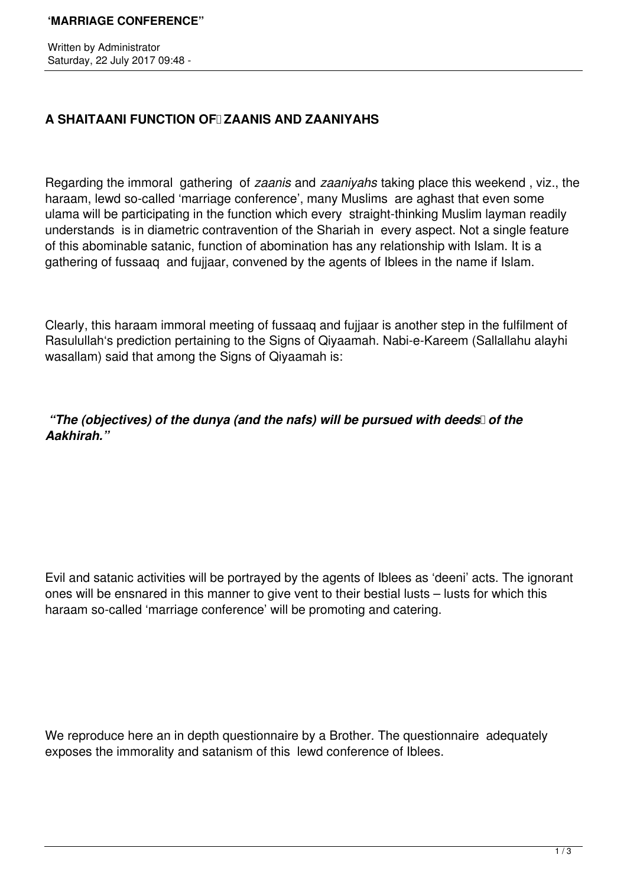# 'MARRIAGE CONFERENCE"

Written by Administrator
Saturday, 22 July 2017 09:48 -

## A SHAITAANI FUNCTION OF ZAANIS AND ZAANIYAHS

Regarding the immoral gathering of *zaanis* and *zaaniyahs* taking place this weekend , viz., the haraam, lewd so-called 'marriage conference', many Muslims are aghast that even some ulama will be participating in the function which every straight-thinking Muslim layman readily understands is in diametric contravention of the Shariah in every aspect. Not a single feature of this abominable satanic, function of abomination has any relationship with Islam. It is a gathering of fussaaq and fujjaar, convened by the agents of Iblees in the name if Islam.

Clearly, this haraam immoral meeting of fussaaq and fujjaar is another step in the fulfilment of Rasulullah's prediction pertaining to the Signs of Qiyaamah. Nabi-e-Kareem (Sallallahu alayhi wasallam) said that among the Signs of Qiyaamah is:

***"The (objectives) of the dunya (and the nafs) will be pursued with deeds of the Aakhirah."***

Evil and satanic activities will be portrayed by the agents of Iblees as 'deeni' acts. The ignorant ones will be ensnared in this manner to give vent to their bestial lusts – lusts for which this haraam so-called 'marriage conference' will be promoting and catering.

We reproduce here an in depth questionnaire by a Brother. The questionnaire adequately exposes the immorality and satanism of this lewd conference of Iblees.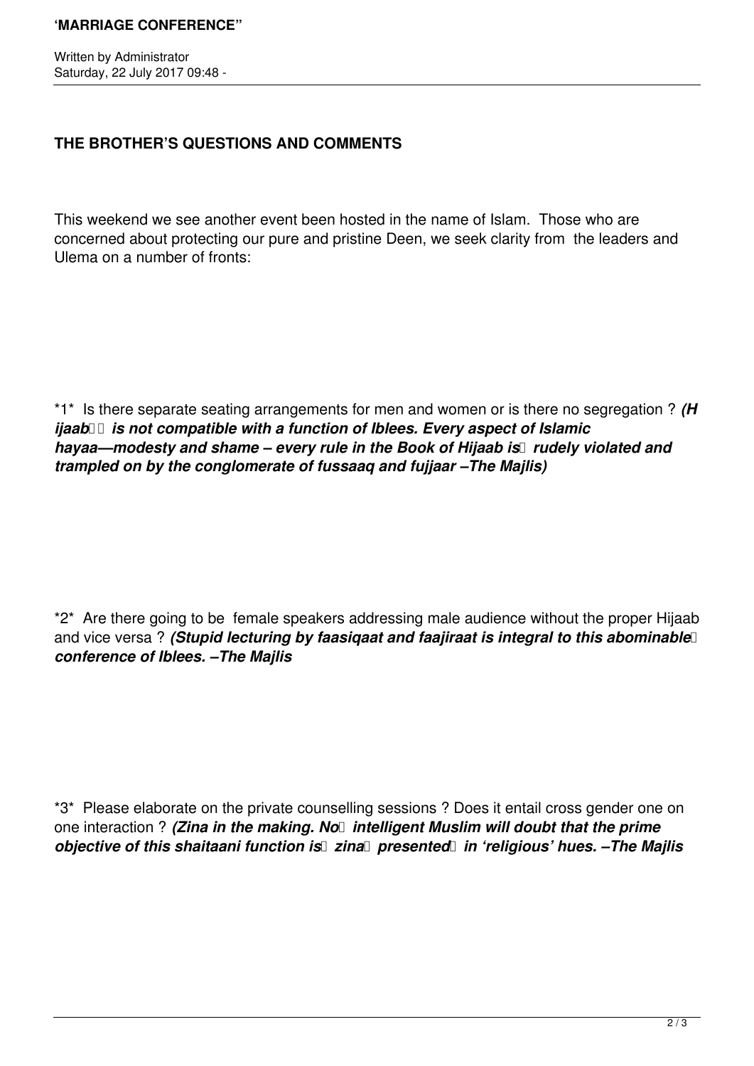## THE BROTHER'S QUESTIONS AND COMMENTS

This weekend we see another event been hosted in the name of Islam. Those who are concerned about protecting our pure and pristine Deen, we seek clarity from the leaders and Ulema on a number of fronts:

*1* Is there separate seating arrangements for men and women or is there no segregation ? ***(Hijaab is not compatible with a function of Iblees. Every aspect of Islamic hayaa—modesty and shame – every rule in the Book of Hijaab is rudely violated and trampled on by the conglomerate of fussaaq and fujjaar –The Majlis)***

*2* Are there going to be female speakers addressing male audience without the proper Hijaab and vice versa ? ***(Stupid lecturing by faasiqaat and faajiraat is integral to this abominable conference of Iblees. –The Majlis***

*3* Please elaborate on the private counselling sessions ? Does it entail cross gender one on one interaction ? ***(Zina in the making. No intelligent Muslim will doubt that the prime objective of this shaitaani function is zina presented in 'religious' hues. –The Majlis***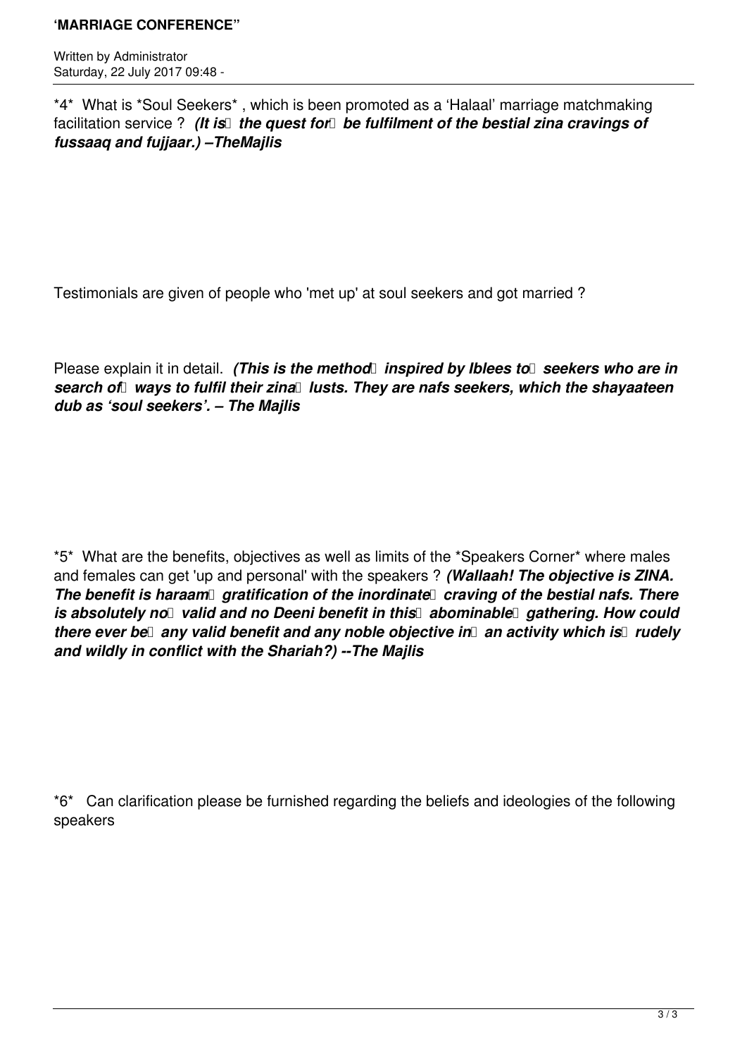*4*  What is *Soul Seekers* , which is been promoted as a 'Halaal' marriage matchmaking facilitation service ? ***(It is the quest for be fulfilment of the bestial zina cravings of fussaaq and fujjaar.) –TheMajlis***

Testimonials are given of people who 'met up' at soul seekers and got married ?

Please explain it in detail. ***(This is the method inspired by Iblees to seekers who are in search of ways to fulfil their zina lusts. They are nafs seekers, which the shayaateen dub as 'soul seekers'. – The Majlis***

*5*  What are the benefits, objectives as well as limits of the *Speakers Corner* where males and females can get 'up and personal' with the speakers ? ***(Wallaah! The objective is ZINA. The benefit is haraam gratification of the inordinate craving of the bestial nafs. There is absolutely no valid and no Deeni benefit in this abominable gathering. How could there ever be any valid benefit and any noble objective in an activity which is rudely and wildly in conflict with the Shariah?) --The Majlis***

*6*  Can clarification please be furnished regarding the beliefs and ideologies of the following speakers